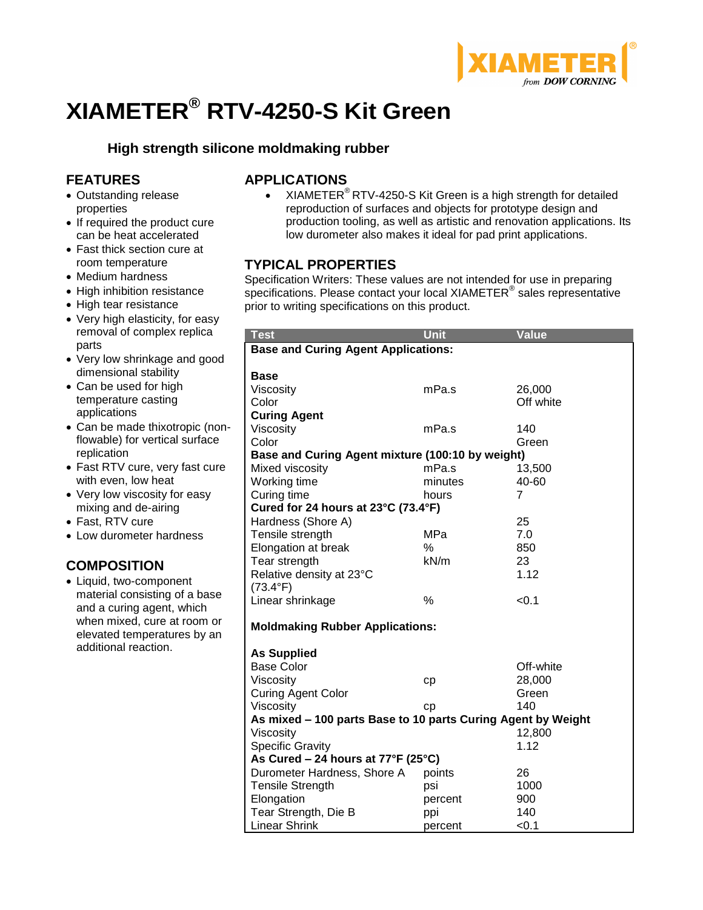# XIAMETER® RTV-4250-S Kit Green

### High strength silicone moldmaking rubber

## FEATURES

- Outstanding release properties
- If required the product cure can be heat accelerated
- Fast thick section cure at room temperature
- Medium hardness
- High inhibition resistance
- High tear resistance
- Very high elasticity, for easy removal of complex replica parts
- Very low shrinkage and good dimensional stability
- Can be used for high temperature casting applications
- Can be made thixotropic (non-flowable) for vertical surface replication
- Fast RTV cure, very fast cure with even, low heat
- Very low viscosity for easy mixing and de-airing
- Fast, RTV cure
- Low durometer hardness

## COMPOSITION

- Liquid, two-component material consisting of a base and a curing agent, which when mixed, cure at room or elevated temperatures by an additional reaction.

## APPLICATIONS

- XIAMETER® RTV-4250-S Kit Green is a high strength for detailed reproduction of surfaces and objects for prototype design and production tooling, as well as artistic and renovation applications. Its low durometer also makes it ideal for pad print applications.

## TYPICAL PROPERTIES

Specification Writers: These values are not intended for use in preparing specifications. Please contact your local XIAMETER® sales representative prior to writing specifications on this product.

| Test | Unit | Value |
|---|---|---|
| **Base and Curing Agent Applications:** | | |
| **Base** | | |
| Viscosity | mPa.s | 26,000 |
| Color | | Off white |
| **Curing Agent** | | |
| Viscosity | mPa.s | 140 |
| Color | | Green |
| **Base and Curing Agent mixture (100:10 by weight)** | | |
| Mixed viscosity | mPa.s | 13,500 |
| Working time | minutes | 40-60 |
| Curing time | hours | 7 |
| **Cured for 24 hours at 23°C (73.4°F)** | | |
| Hardness (Shore A) | | 25 |
| Tensile strength | MPa | 7.0 |
| Elongation at break | % | 850 |
| Tear strength | kN/m | 23 |
| Relative density at 23°C (73.4°F) | | 1.12 |
| Linear shrinkage | % | <0.1 |
| **Moldmaking Rubber Applications:** | | |
| **As Supplied** | | |
| Base Color | | Off-white |
| Viscosity | cp | 28,000 |
| Curing Agent Color | | Green |
| Viscosity | cp | 140 |
| **As mixed – 100 parts Base to 10 parts Curing Agent by Weight** | | |
| Viscosity | | 12,800 |
| Specific Gravity | | 1.12 |
| **As Cured – 24 hours at 77°F (25°C)** | | |
| Durometer Hardness, Shore A | points | 26 |
| Tensile Strength | psi | 1000 |
| Elongation | percent | 900 |
| Tear Strength, Die B | ppi | 140 |
| Linear Shrink | percent | <0.1 |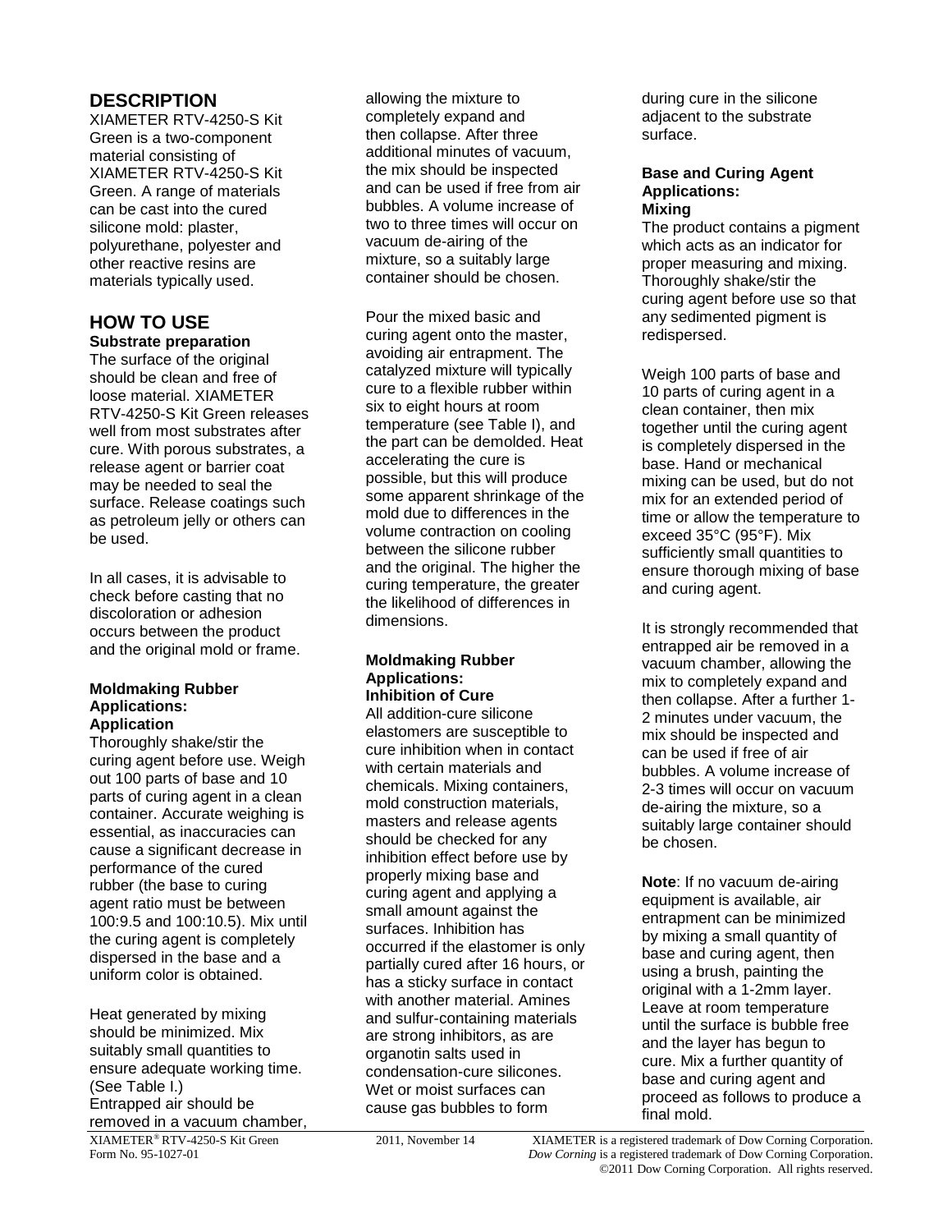## DESCRIPTION

XIAMETER RTV-4250-S Kit Green is a two-component material consisting of XIAMETER RTV-4250-S Kit Green. A range of materials can be cast into the cured silicone mold: plaster, polyurethane, polyester and other reactive resins are materials typically used.

## HOW TO USE

**Substrate preparation**

The surface of the original should be clean and free of loose material. XIAMETER RTV-4250-S Kit Green releases well from most substrates after cure. With porous substrates, a release agent or barrier coat may be needed to seal the surface. Release coatings such as petroleum jelly or others can be used.

In all cases, it is advisable to check before casting that no discoloration or adhesion occurs between the product and the original mold or frame.

**Moldmaking Rubber Applications: Application**

Thoroughly shake/stir the curing agent before use. Weigh out 100 parts of base and 10 parts of curing agent in a clean container. Accurate weighing is essential, as inaccuracies can cause a significant decrease in performance of the cured rubber (the base to curing agent ratio must be between 100:9.5 and 100:10.5). Mix until the curing agent is completely dispersed in the base and a uniform color is obtained.

Heat generated by mixing should be minimized. Mix suitably small quantities to ensure adequate working time. (See Table I.)
Entrapped air should be removed in a vacuum chamber, allowing the mixture to completely expand and then collapse. After three additional minutes of vacuum, the mix should be inspected and can be used if free from air bubbles. A volume increase of two to three times will occur on vacuum de-airing of the mixture, so a suitably large container should be chosen.

Pour the mixed basic and curing agent onto the master, avoiding air entrapment. The catalyzed mixture will typically cure to a flexible rubber within six to eight hours at room temperature (see Table I), and the part can be demolded. Heat accelerating the cure is possible, but this will produce some apparent shrinkage of the mold due to differences in the volume contraction on cooling between the silicone rubber and the original. The higher the curing temperature, the greater the likelihood of differences in dimensions.

**Moldmaking Rubber Applications: Inhibition of Cure**

All addition-cure silicone elastomers are susceptible to cure inhibition when in contact with certain materials and chemicals. Mixing containers, mold construction materials, masters and release agents should be checked for any inhibition effect before use by properly mixing base and curing agent and applying a small amount against the surfaces. Inhibition has occurred if the elastomer is only partially cured after 16 hours, or has a sticky surface in contact with another material. Amines and sulfur-containing materials are strong inhibitors, as are organotin salts used in condensation-cure silicones. Wet or moist surfaces can cause gas bubbles to form during cure in the silicone adjacent to the substrate surface.

**Base and Curing Agent Applications: Mixing**

The product contains a pigment which acts as an indicator for proper measuring and mixing. Thoroughly shake/stir the curing agent before use so that any sedimented pigment is redispersed.

Weigh 100 parts of base and 10 parts of curing agent in a clean container, then mix together until the curing agent is completely dispersed in the base. Hand or mechanical mixing can be used, but do not mix for an extended period of time or allow the temperature to exceed 35°C (95°F). Mix sufficiently small quantities to ensure thorough mixing of base and curing agent.

It is strongly recommended that entrapped air be removed in a vacuum chamber, allowing the mix to completely expand and then collapse. After a further 1-2 minutes under vacuum, the mix should be inspected and can be used if free of air bubbles. A volume increase of 2-3 times will occur on vacuum de-airing the mixture, so a suitably large container should be chosen.

**Note**: If no vacuum de-airing equipment is available, air entrapment can be minimized by mixing a small quantity of base and curing agent, then using a brush, painting the original with a 1-2mm layer. Leave at room temperature until the surface is bubble free and the layer has begun to cure. Mix a further quantity of base and curing agent and proceed as follows to produce a final mold.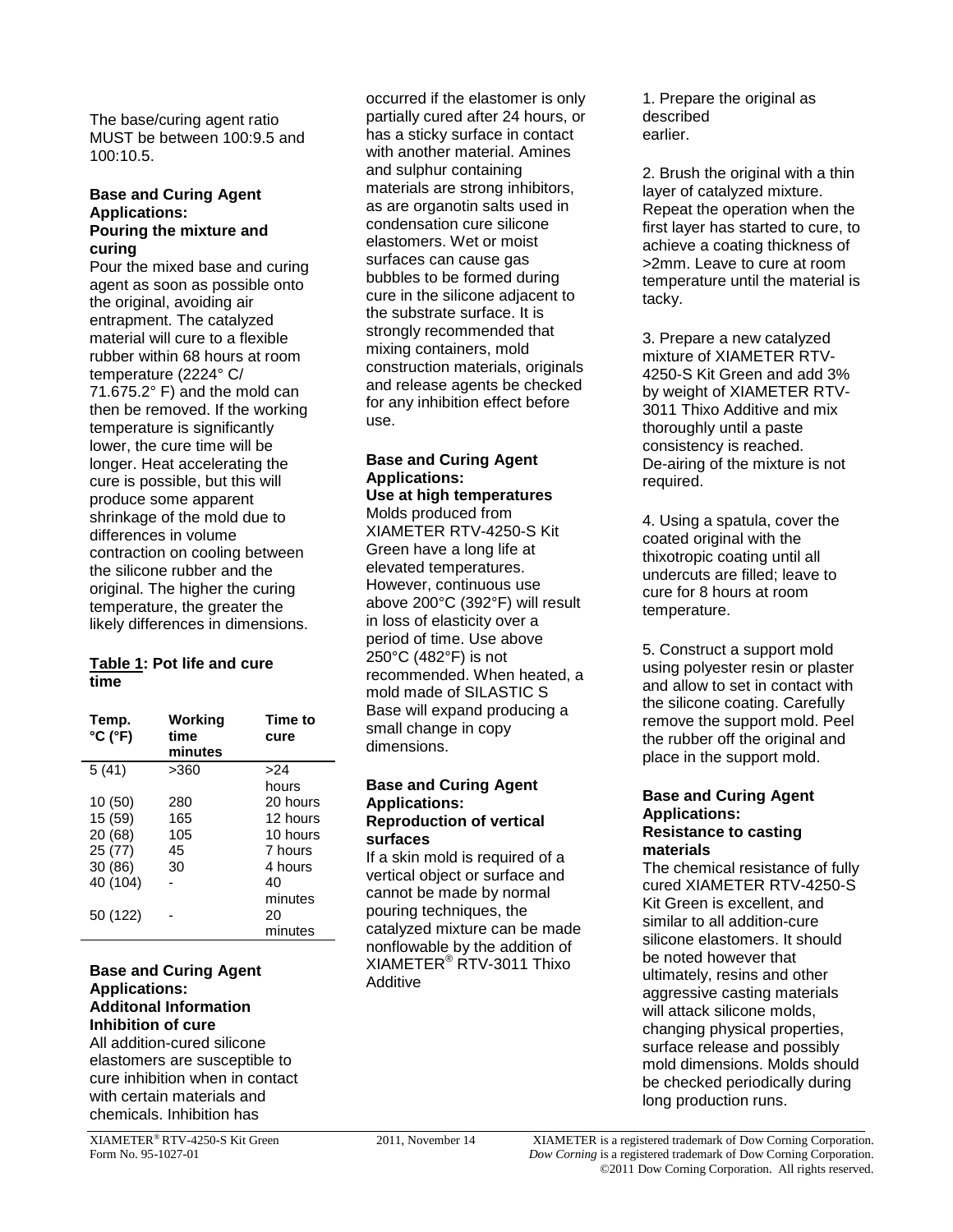The base/curing agent ratio MUST be between 100:9.5 and 100:10.5.

### Base and Curing Agent Applications: Pouring the mixture and curing

Pour the mixed base and curing agent as soon as possible onto the original, avoiding air entrapment. The catalyzed material will cure to a flexible rubber within 68 hours at room temperature (2224° C/ 71.675.2° F) and the mold can then be removed. If the working temperature is significantly lower, the cure time will be longer. Heat accelerating the cure is possible, but this will produce some apparent shrinkage of the mold due to differences in volume contraction on cooling between the silicone rubber and the original. The higher the curing temperature, the greater the likely differences in dimensions.

**Table 1: Pot life and cure time**

| Temp. °C (°F) | Working time minutes | Time to cure |
|---|---|---|
| 5 (41) | >360 | >24 hours |
| 10 (50) | 280 | 20 hours |
| 15 (59) | 165 | 12 hours |
| 20 (68) | 105 | 10 hours |
| 25 (77) | 45 | 7 hours |
| 30 (86) | 30 | 4 hours |
| 40 (104) | - | 40 minutes |
| 50 (122) | - | 20 minutes |

### Base and Curing Agent Applications: Additonal Information Inhibition of cure

All addition-cured silicone elastomers are susceptible to cure inhibition when in contact with certain materials and chemicals. Inhibition has occurred if the elastomer is only partially cured after 24 hours, or has a sticky surface in contact with another material. Amines and sulphur containing materials are strong inhibitors, as are organotin salts used in condensation cure silicone elastomers. Wet or moist surfaces can cause gas bubbles to be formed during cure in the silicone adjacent to the substrate surface. It is strongly recommended that mixing containers, mold construction materials, originals and release agents be checked for any inhibition effect before use.

### Base and Curing Agent Applications: Use at high temperatures

Molds produced from XIAMETER RTV-4250-S Kit Green have a long life at elevated temperatures. However, continuous use above 200°C (392°F) will result in loss of elasticity over a period of time. Use above 250°C (482°F) is not recommended. When heated, a mold made of SILASTIC S Base will expand producing a small change in copy dimensions.

### Base and Curing Agent Applications: Reproduction of vertical surfaces

If a skin mold is required of a vertical object or surface and cannot be made by normal pouring techniques, the catalyzed mixture can be made nonflowable by the addition of XIAMETER® RTV-3011 Thixo Additive

1. Prepare the original as described earlier.

2. Brush the original with a thin layer of catalyzed mixture. Repeat the operation when the first layer has started to cure, to achieve a coating thickness of >2mm. Leave to cure at room temperature until the material is tacky.

3. Prepare a new catalyzed mixture of XIAMETER RTV-4250-S Kit Green and add 3% by weight of XIAMETER RTV-3011 Thixo Additive and mix thoroughly until a paste consistency is reached. De-airing of the mixture is not required.

4. Using a spatula, cover the coated original with the thixotropic coating until all undercuts are filled; leave to cure for 8 hours at room temperature.

5. Construct a support mold using polyester resin or plaster and allow to set in contact with the silicone coating. Carefully remove the support mold. Peel the rubber off the original and place in the support mold.

### Base and Curing Agent Applications: Resistance to casting materials

The chemical resistance of fully cured XIAMETER RTV-4250-S Kit Green is excellent, and similar to all addition-cure silicone elastomers. It should be noted however that ultimately, resins and other aggressive casting materials will attack silicone molds, changing physical properties, surface release and possibly mold dimensions. Molds should be checked periodically during long production runs.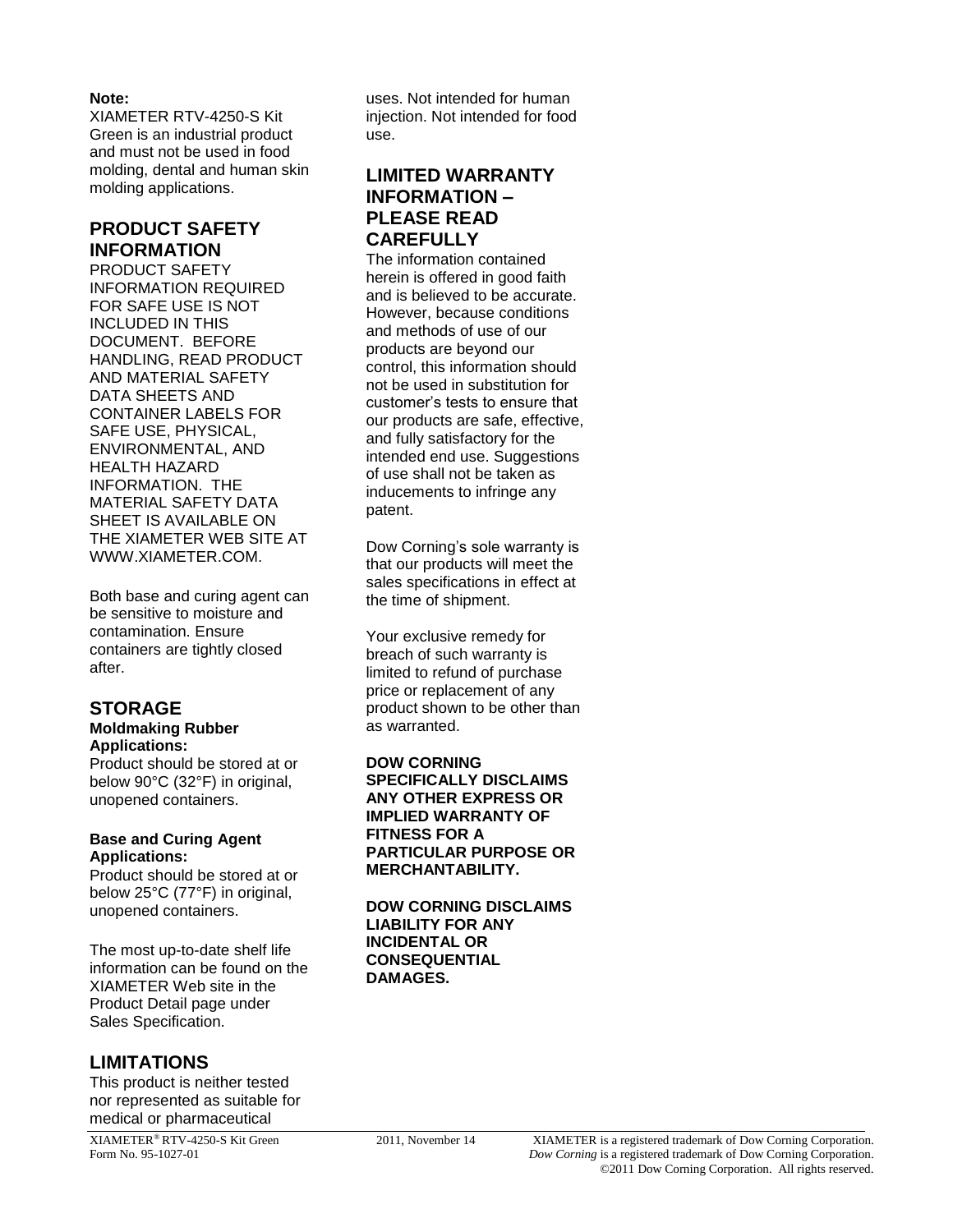**Note:**
XIAMETER RTV-4250-S Kit Green is an industrial product and must not be used in food molding, dental and human skin molding applications.

## PRODUCT SAFETY INFORMATION

PRODUCT SAFETY INFORMATION REQUIRED FOR SAFE USE IS NOT INCLUDED IN THIS DOCUMENT. BEFORE HANDLING, READ PRODUCT AND MATERIAL SAFETY DATA SHEETS AND CONTAINER LABELS FOR SAFE USE, PHYSICAL, ENVIRONMENTAL, AND HEALTH HAZARD INFORMATION. THE MATERIAL SAFETY DATA SHEET IS AVAILABLE ON THE XIAMETER WEB SITE AT WWW.XIAMETER.COM.

Both base and curing agent can be sensitive to moisture and contamination. Ensure containers are tightly closed after.

## STORAGE

**Moldmaking Rubber Applications:**
Product should be stored at or below 90°C (32°F) in original, unopened containers.

**Base and Curing Agent Applications:**
Product should be stored at or below 25°C (77°F) in original, unopened containers.

The most up-to-date shelf life information can be found on the XIAMETER Web site in the Product Detail page under Sales Specification.

## LIMITATIONS

This product is neither tested nor represented as suitable for medical or pharmaceutical uses. Not intended for human injection. Not intended for food use.

## LIMITED WARRANTY INFORMATION – PLEASE READ CAREFULLY

The information contained herein is offered in good faith and is believed to be accurate. However, because conditions and methods of use of our products are beyond our control, this information should not be used in substitution for customer's tests to ensure that our products are safe, effective, and fully satisfactory for the intended end use. Suggestions of use shall not be taken as inducements to infringe any patent.

Dow Corning's sole warranty is that our products will meet the sales specifications in effect at the time of shipment.

Your exclusive remedy for breach of such warranty is limited to refund of purchase price or replacement of any product shown to be other than as warranted.

**DOW CORNING SPECIFICALLY DISCLAIMS ANY OTHER EXPRESS OR IMPLIED WARRANTY OF FITNESS FOR A PARTICULAR PURPOSE OR MERCHANTABILITY.**

**DOW CORNING DISCLAIMS LIABILITY FOR ANY INCIDENTAL OR CONSEQUENTIAL DAMAGES.**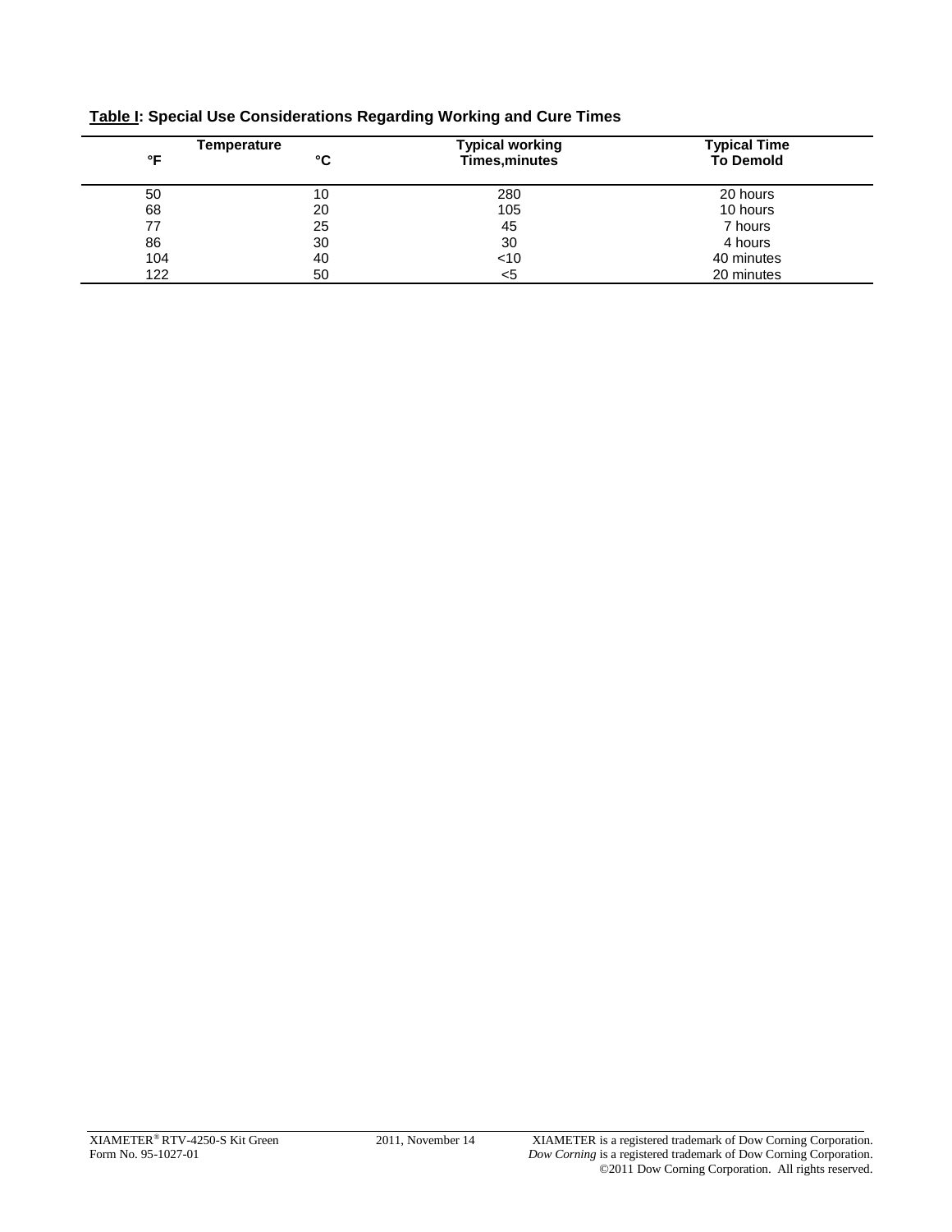**Table I: Special Use Considerations Regarding Working and Cure Times**

| Temperature | | Typical working Times,minutes | Typical Time To Demold |
|---|---|---|---|
| °F | °C | | |
| 50 | 10 | 280 | 20 hours |
| 68 | 20 | 105 | 10 hours |
| 77 | 25 | 45 | 7 hours |
| 86 | 30 | 30 | 4 hours |
| 104 | 40 | <10 | 40 minutes |
| 122 | 50 | <5 | 20 minutes |

XIAMETER® RTV-4250-S Kit Green
Form No. 95-1027-01

2011, November 14

XIAMETER is a registered trademark of Dow Corning Corporation.
*Dow Corning* is a registered trademark of Dow Corning Corporation.
©2011 Dow Corning Corporation. All rights reserved.